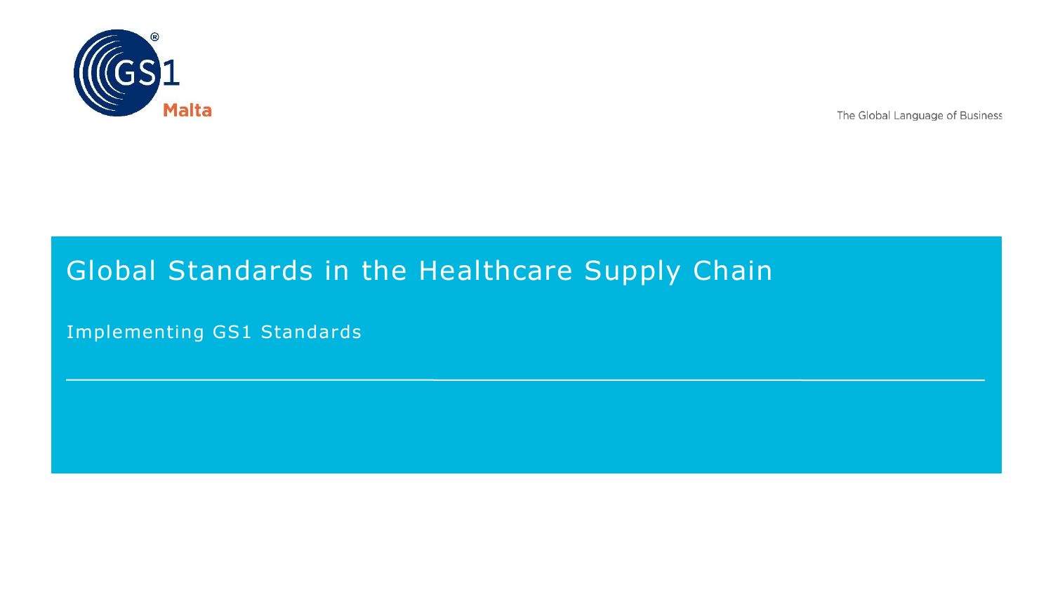GS1 Malta

The Global Language of Business

# Global Standards in the Healthcare Supply Chain

## Implementing GS1 Standards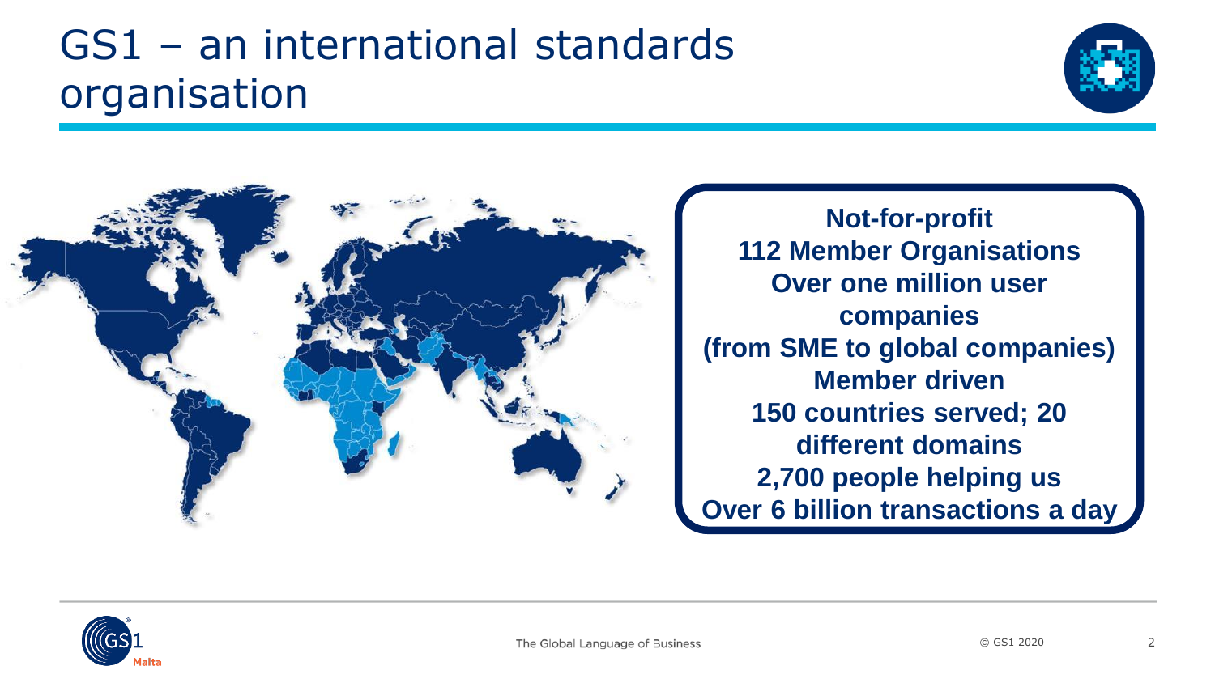# GS1 – an international standards organisation

**Not-for-profit**
**112 Member Organisations**
**Over one million user companies**
**(from SME to global companies)**
**Member driven**
**150 countries served; 20 different domains**
**2,700 people helping us**
**Over 6 billion transactions a day**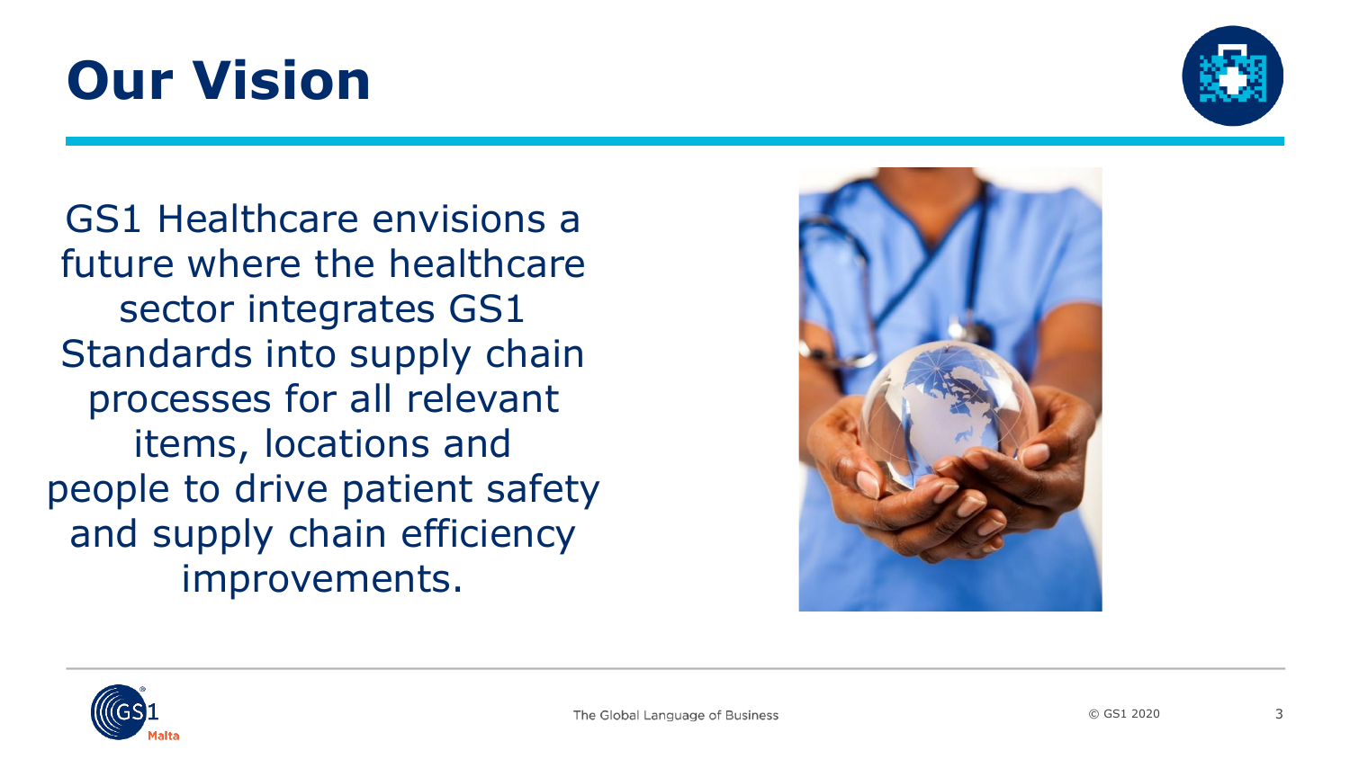# Our Vision

GS1 Healthcare envisions a future where the healthcare sector integrates GS1 Standards into supply chain processes for all relevant items, locations and people to drive patient safety and supply chain efficiency improvements.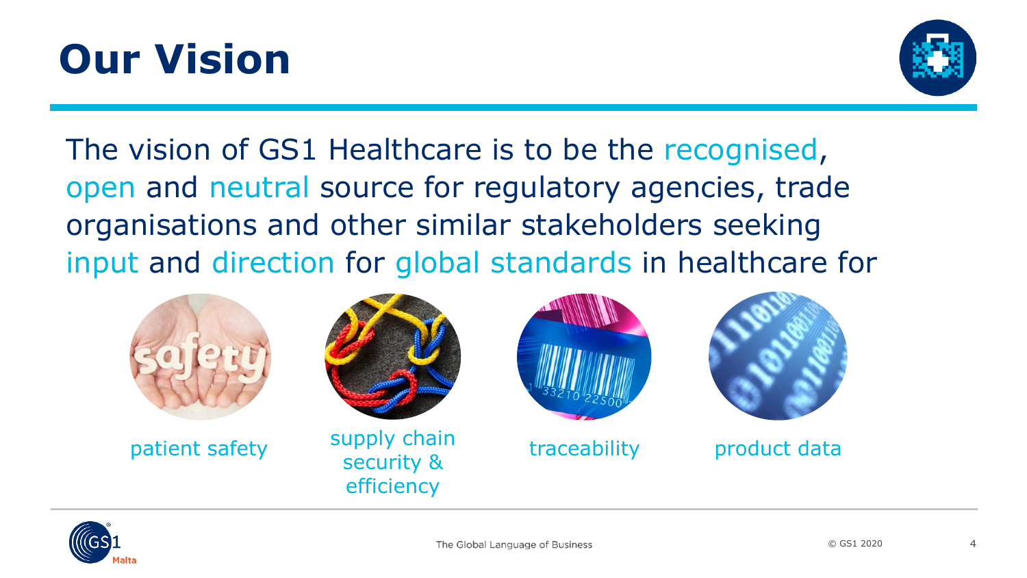# Our Vision

The vision of GS1 Healthcare is to be the recognised, open and neutral source for regulatory agencies, trade organisations and other similar stakeholders seeking input and direction for global standards in healthcare for

- patient safety
- supply chain security & efficiency
- traceability
- product data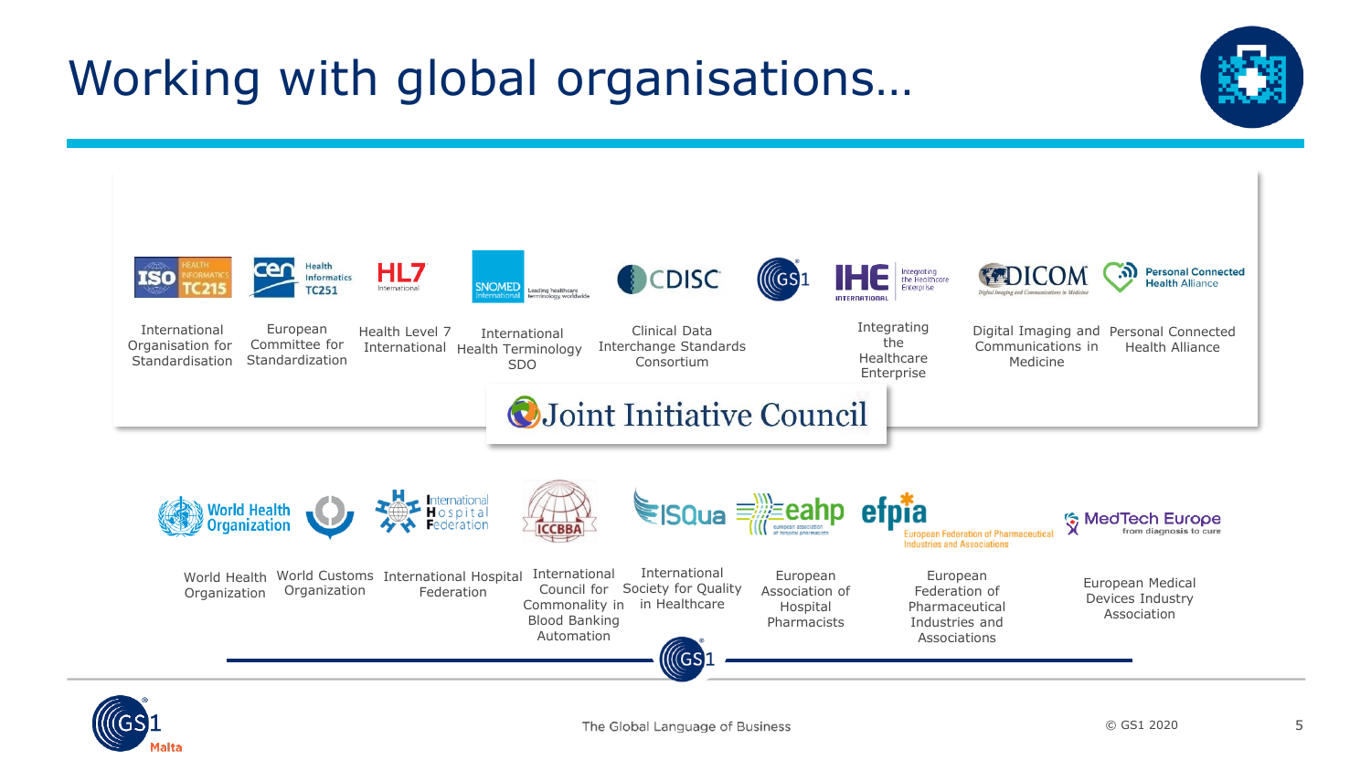# Working with global organisations…

- International Organisation for Standardisation
- European Committee for Standardization
- Health Level 7 International
- International Health Terminology SDO
- Clinical Data Interchange Standards Consortium
- Integrating the Healthcare Enterprise
- Digital Imaging and Communications in Medicine
- Personal Connected Health Alliance

Joint Initiative Council

- World Health Organization
- World Customs Organization
- International Hospital Federation
- International Council for Commonality in Blood Banking Automation
- International Society for Quality in Healthcare
- European Association of Hospital Pharmacists
- European Federation of Pharmaceutical Industries and Associations
- European Medical Devices Industry Association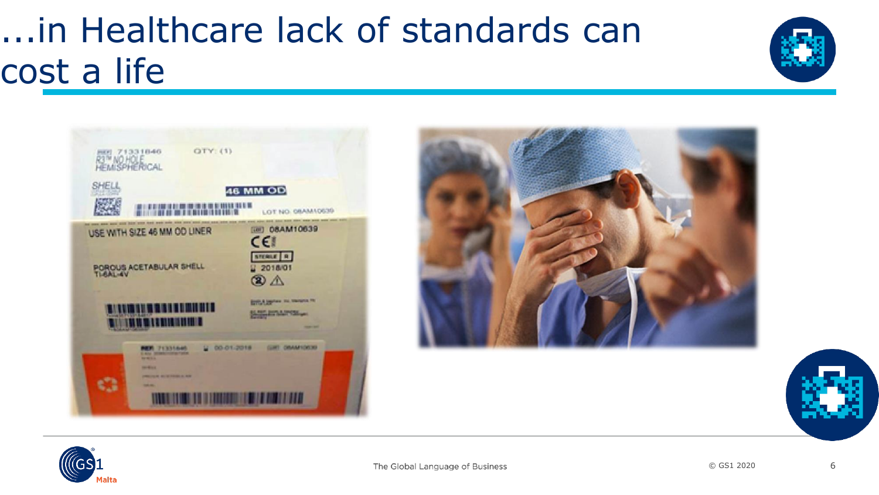# ...in Healthcare lack of standards can cost a life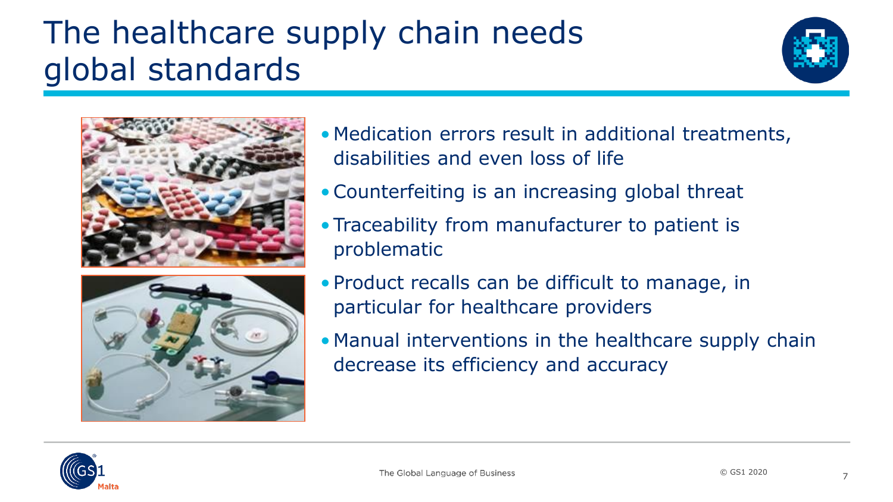# The healthcare supply chain needs global standards

- Medication errors result in additional treatments, disabilities and even loss of life
- Counterfeiting is an increasing global threat
- Traceability from manufacturer to patient is problematic
- Product recalls can be difficult to manage, in particular for healthcare providers
- Manual interventions in the healthcare supply chain decrease its efficiency and accuracy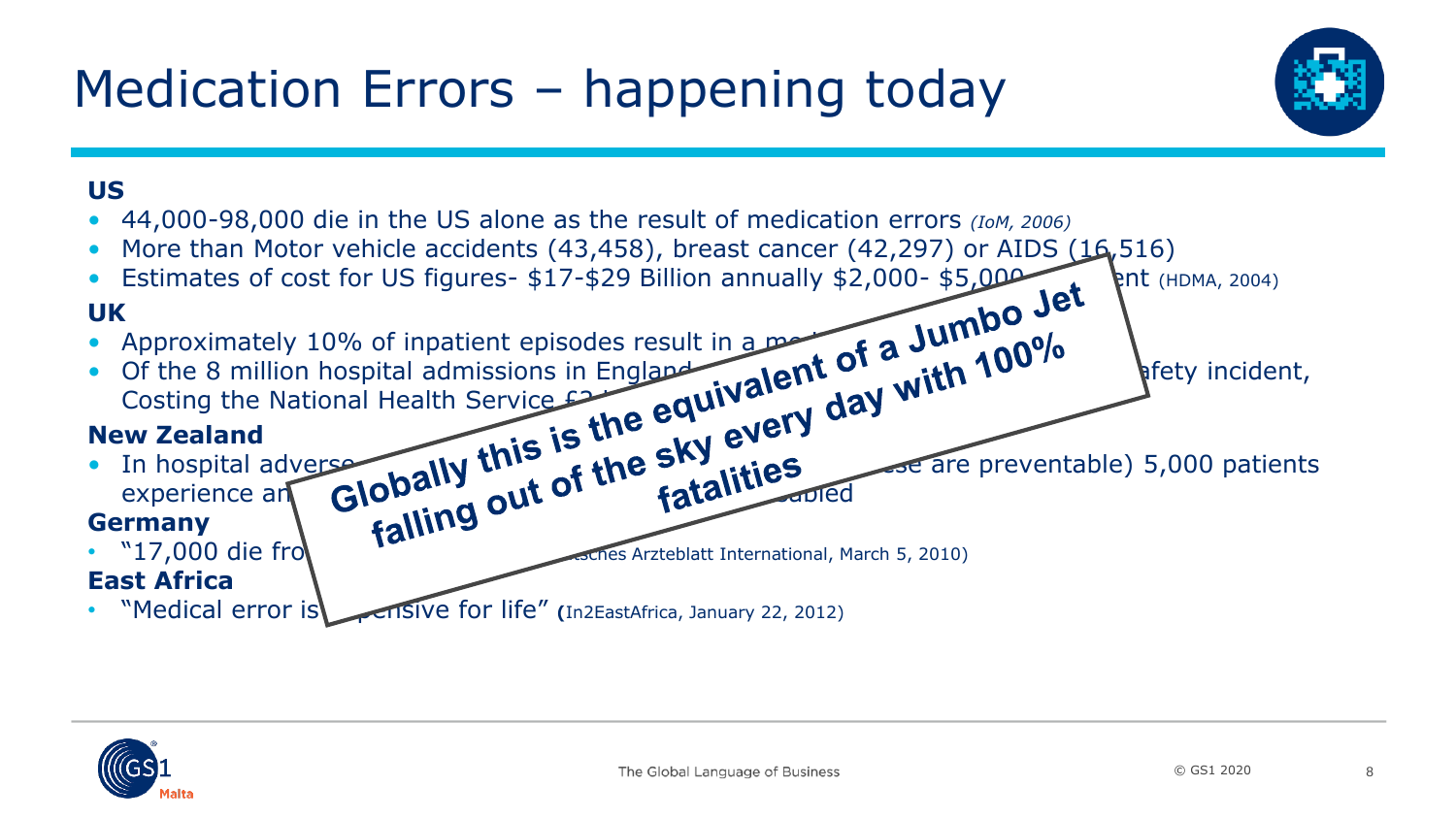# Medication Errors – happening today

**US**

- 44,000-98,000 die in the US alone as the result of medication errors *(IoM, 2006)*
- More than Motor vehicle accidents (43,458), breast cancer (42,297) or AIDS (16,516)
- Estimates of cost for US figures- $17-$29 Billion annually $2,000- $5,000 ent (HDMA, 2004)

**UK**

- Approximately 10% of inpatient episodes result in a me
- Of the 8 million hospital admissions in England afety incident, Costing the National Health Service £2

**New Zealand**

- In hospital adverse se are preventable) 5,000 patients experience an abled

**Germany**

- "17,000 die fro sches Arzteblatt International, March 5, 2010)

**East Africa**

- "Medical error is pensive for life" (In2EastAfrica, January 22, 2012)

**Globally this is the equivalent of a Jumbo Jet falling out of the sky every day with 100% fatalities**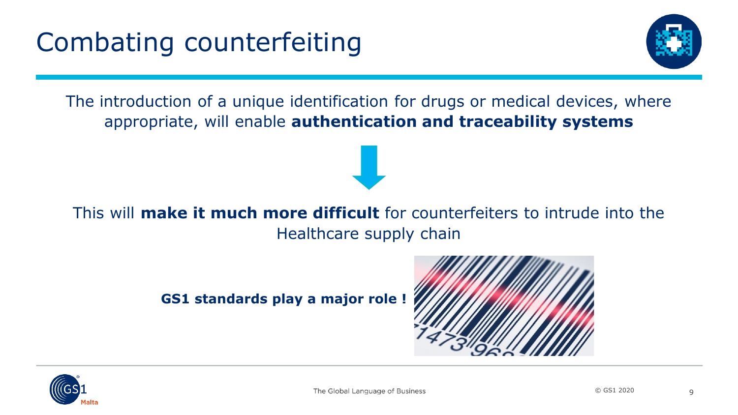# Combating counterfeiting

The introduction of a unique identification for drugs or medical devices, where appropriate, will enable **authentication and traceability systems**

This will **make it much more difficult** for counterfeiters to intrude into the Healthcare supply chain

**GS1 standards play a major role !**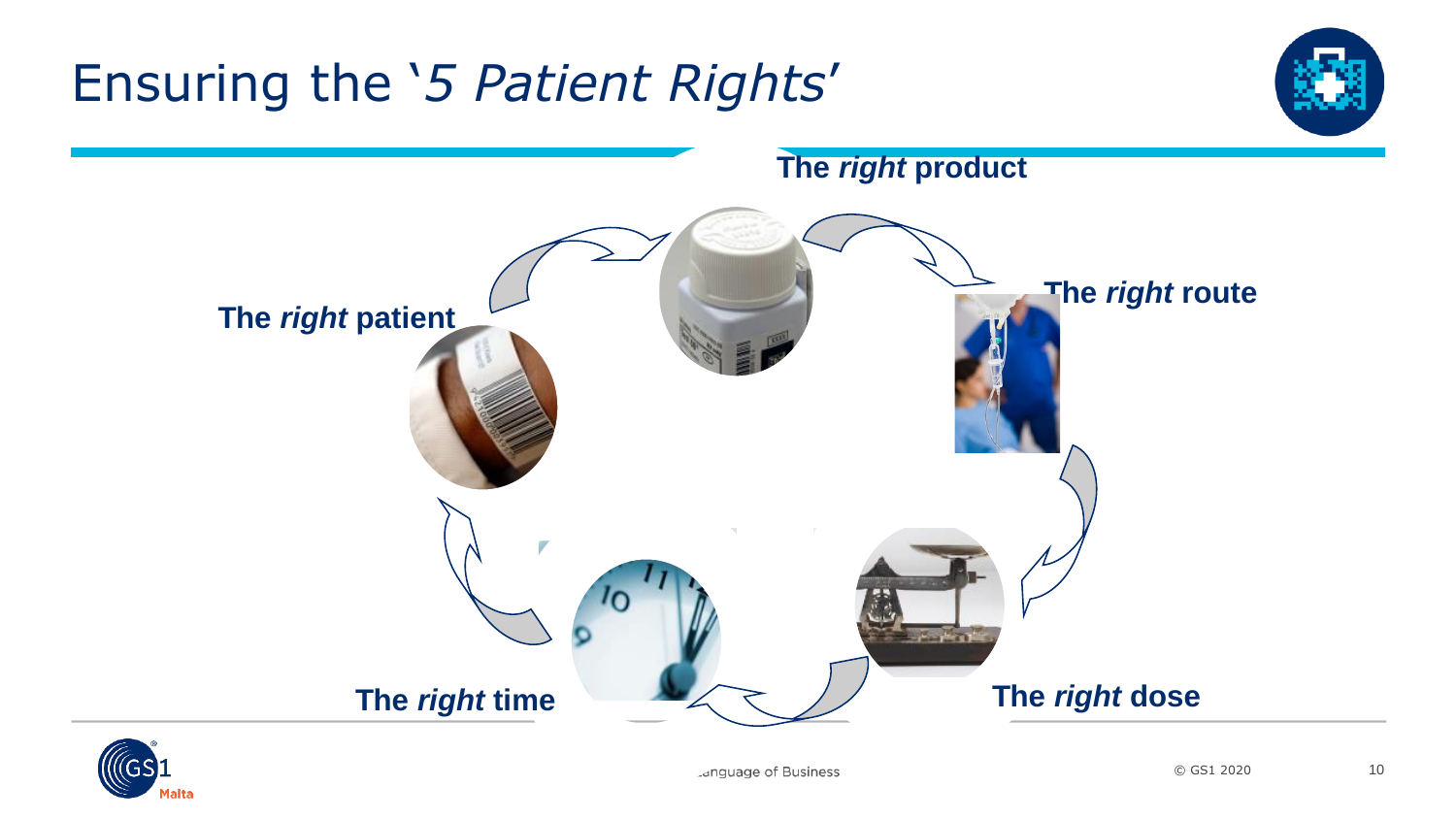# Ensuring the '*5 Patient Rights*'

- The *right* product
- The *right* route
- The *right* dose
- The *right* time
- The *right* patient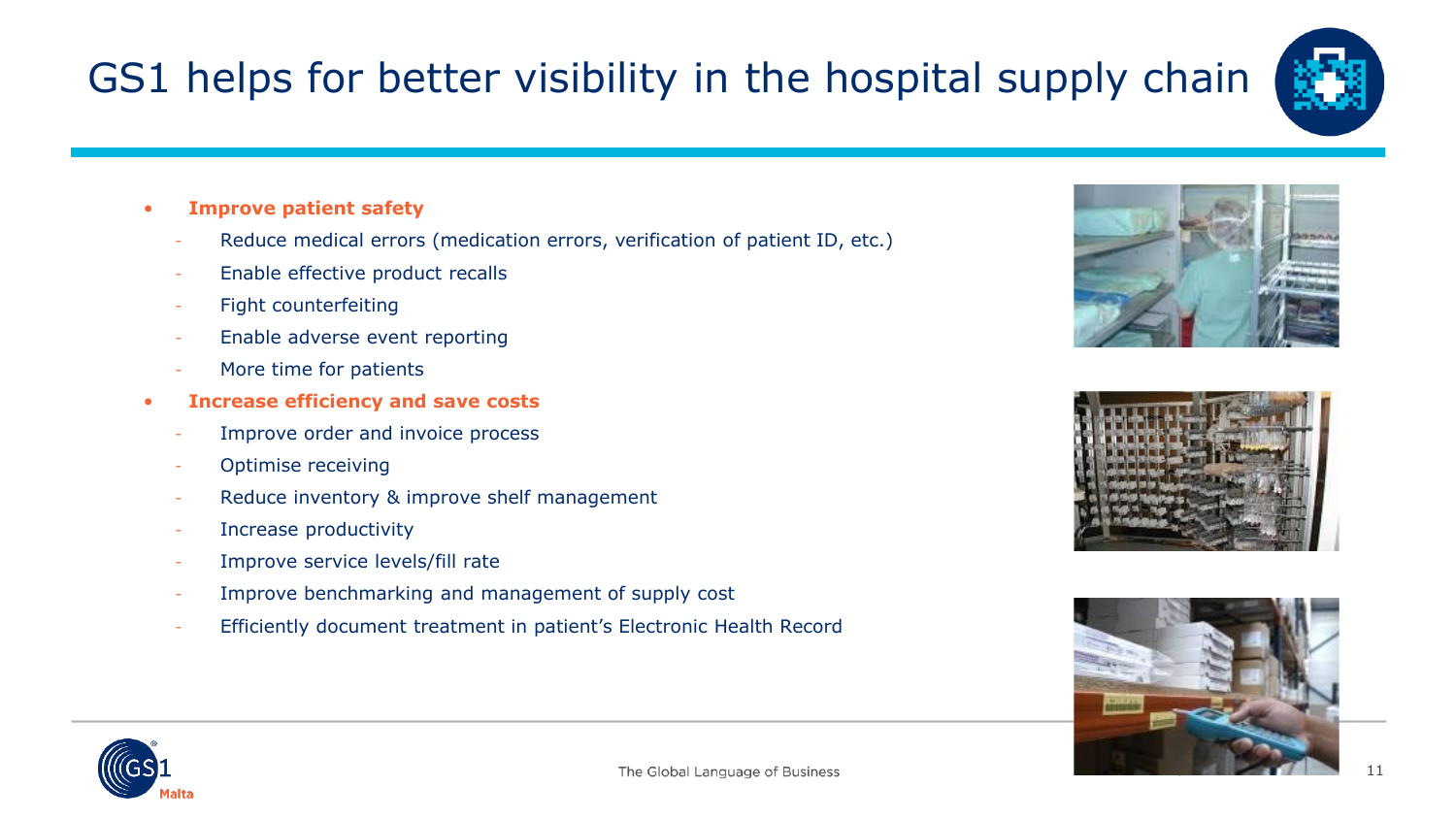# GS1 helps for better visibility in the hospital supply chain

- **Improve patient safety**
  - Reduce medical errors (medication errors, verification of patient ID, etc.)
  - Enable effective product recalls
  - Fight counterfeiting
  - Enable adverse event reporting
  - More time for patients
- **Increase efficiency and save costs**
  - Improve order and invoice process
  - Optimise receiving
  - Reduce inventory & improve shelf management
  - Increase productivity
  - Improve service levels/fill rate
  - Improve benchmarking and management of supply cost
  - Efficiently document treatment in patient's Electronic Health Record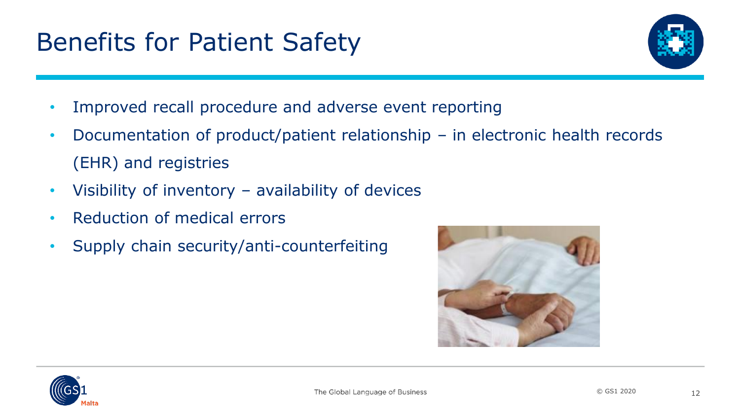# Benefits for Patient Safety

- Improved recall procedure and adverse event reporting
- Documentation of product/patient relationship – in electronic health records (EHR) and registries
- Visibility of inventory – availability of devices
- Reduction of medical errors
- Supply chain security/anti-counterfeiting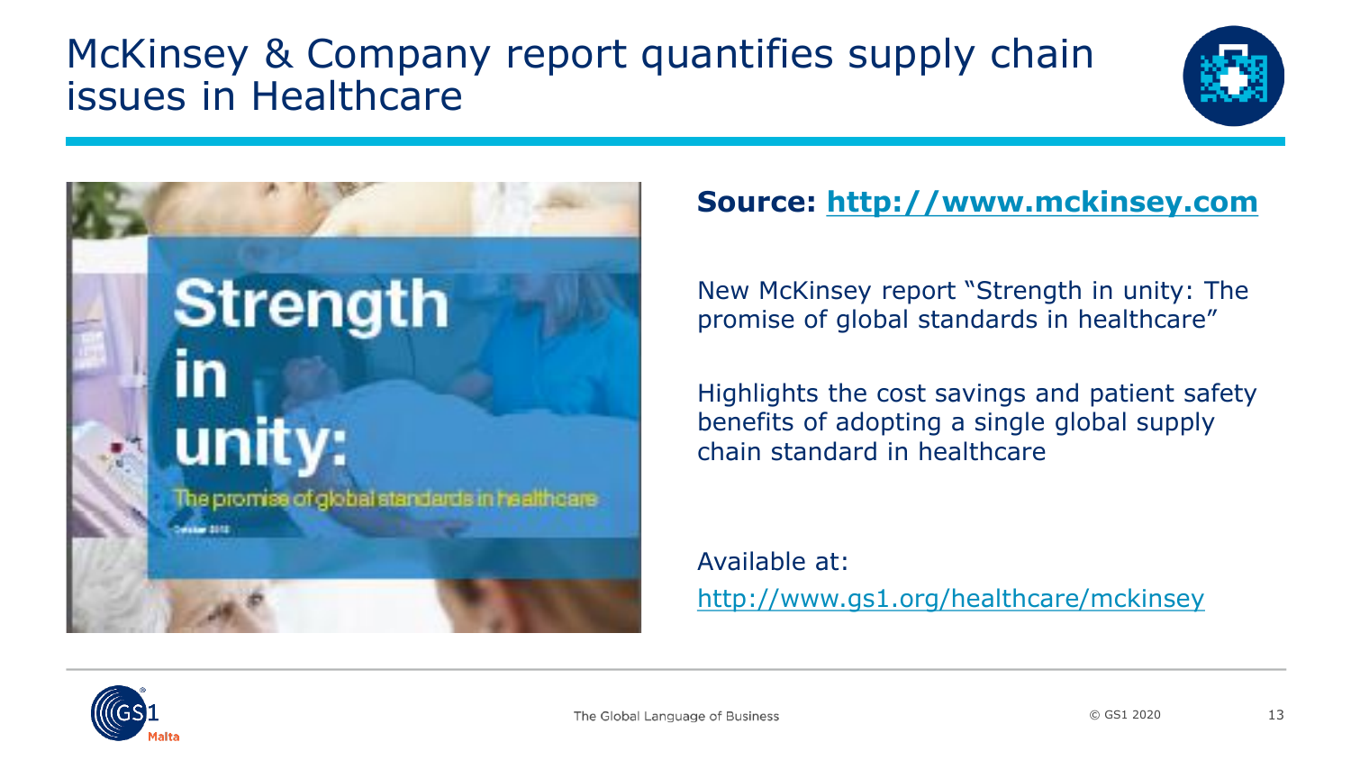# McKinsey & Company report quantifies supply chain issues in Healthcare

**Source: http://www.mckinsey.com**

New McKinsey report "Strength in unity: The promise of global standards in healthcare"

Highlights the cost savings and patient safety benefits of adopting a single global supply chain standard in healthcare

Available at:

http://www.gs1.org/healthcare/mckinsey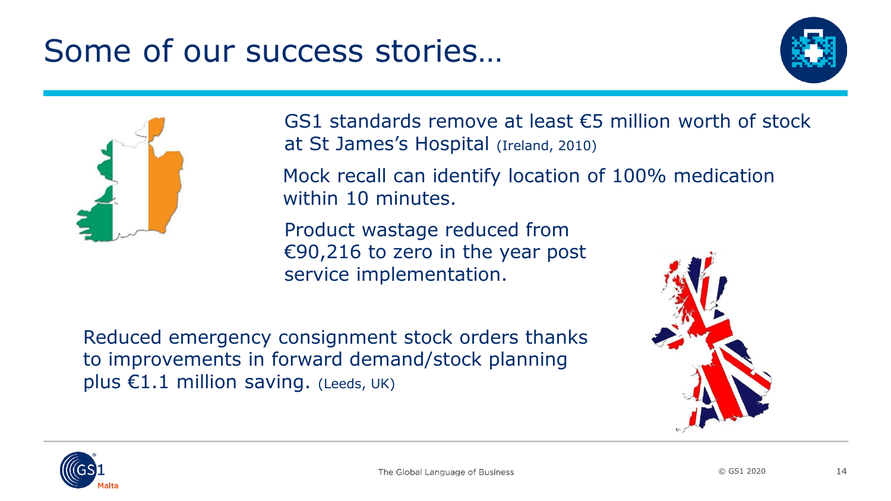# Some of our success stories…

GS1 standards remove at least €5 million worth of stock at St James's Hospital (Ireland, 2010)

Mock recall can identify location of 100% medication within 10 minutes.

Product wastage reduced from €90,216 to zero in the year post service implementation.

Reduced emergency consignment stock orders thanks to improvements in forward demand/stock planning plus €1.1 million saving. (Leeds, UK)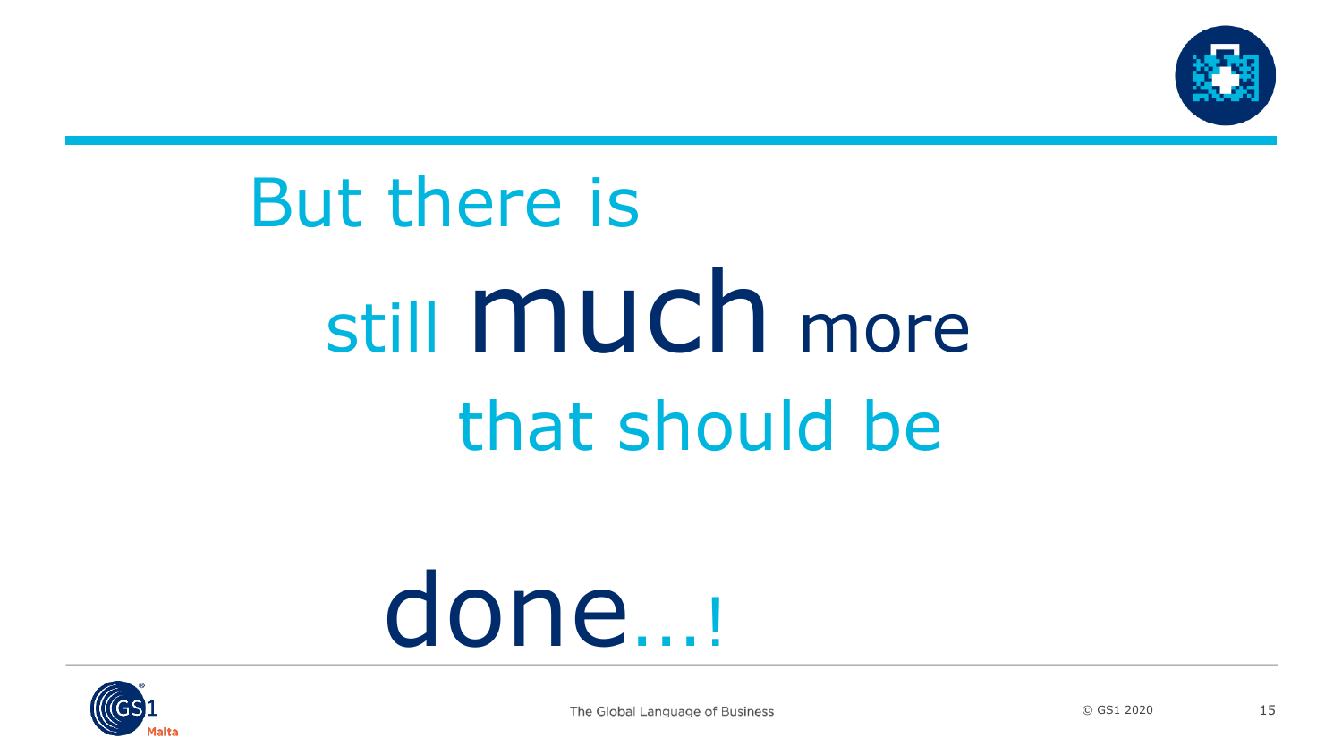But there is

still **much** more

that should be

**done**…!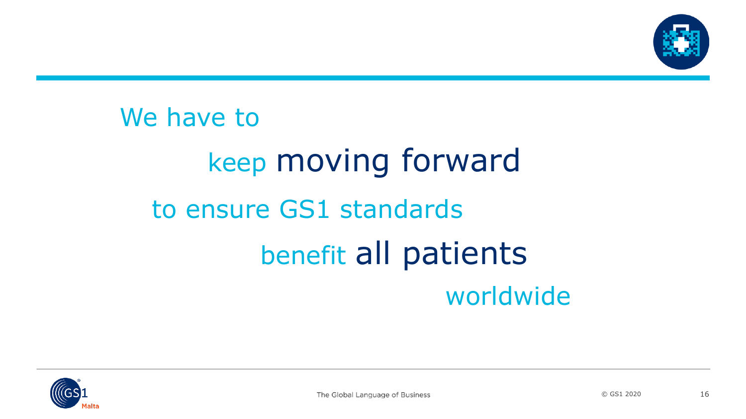We have to

keep moving forward

to ensure GS1 standards

benefit all patients

worldwide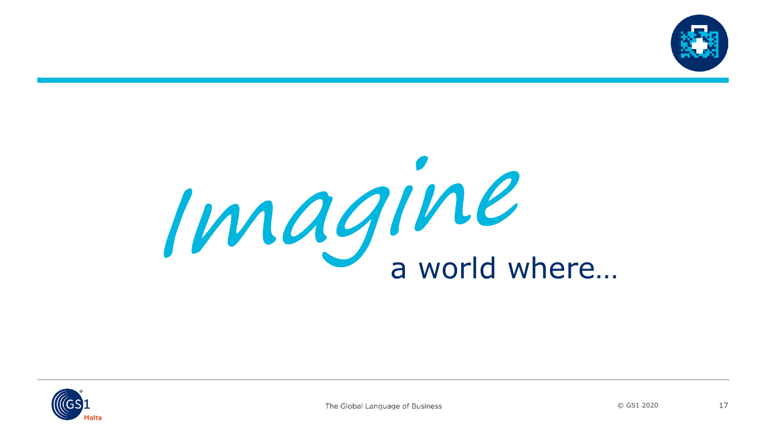*Imagine* a world where…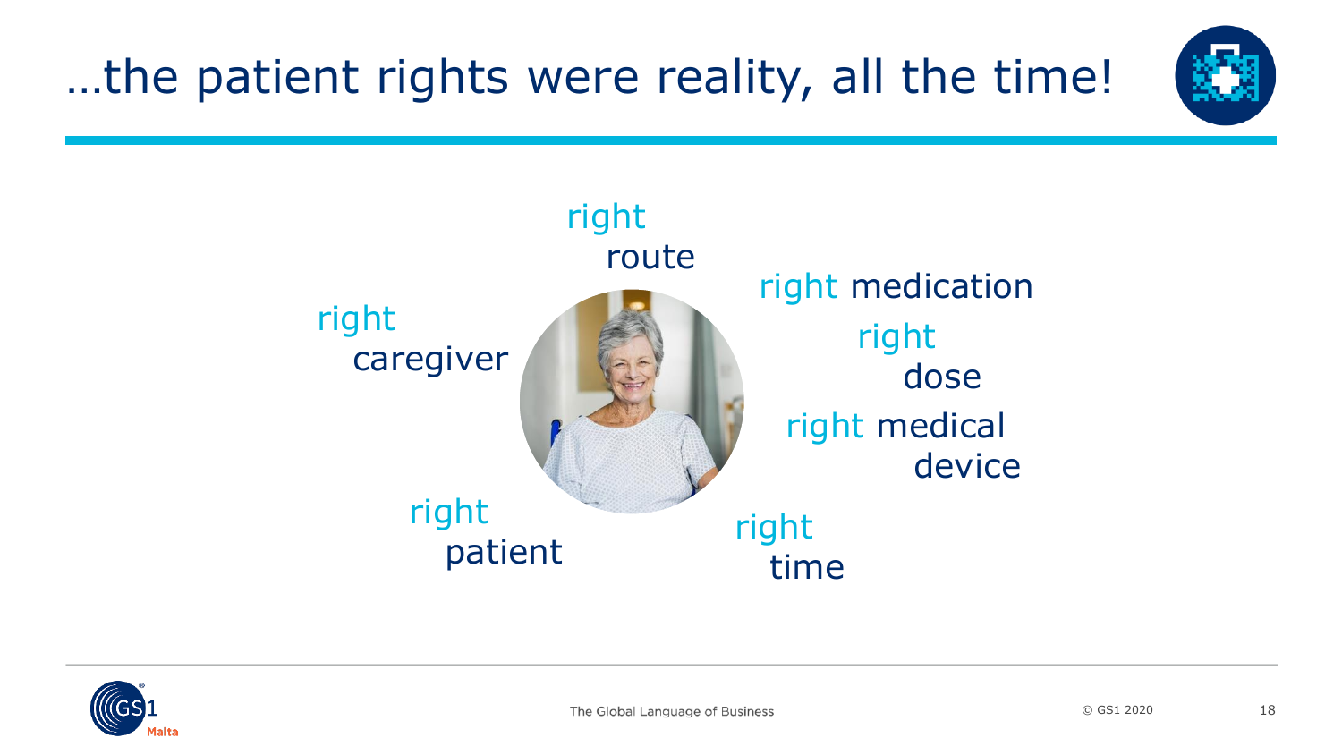# …the patient rights were reality, all the time!

- right route
- right medication
- right dose
- right medical device
- right time
- right patient
- right caregiver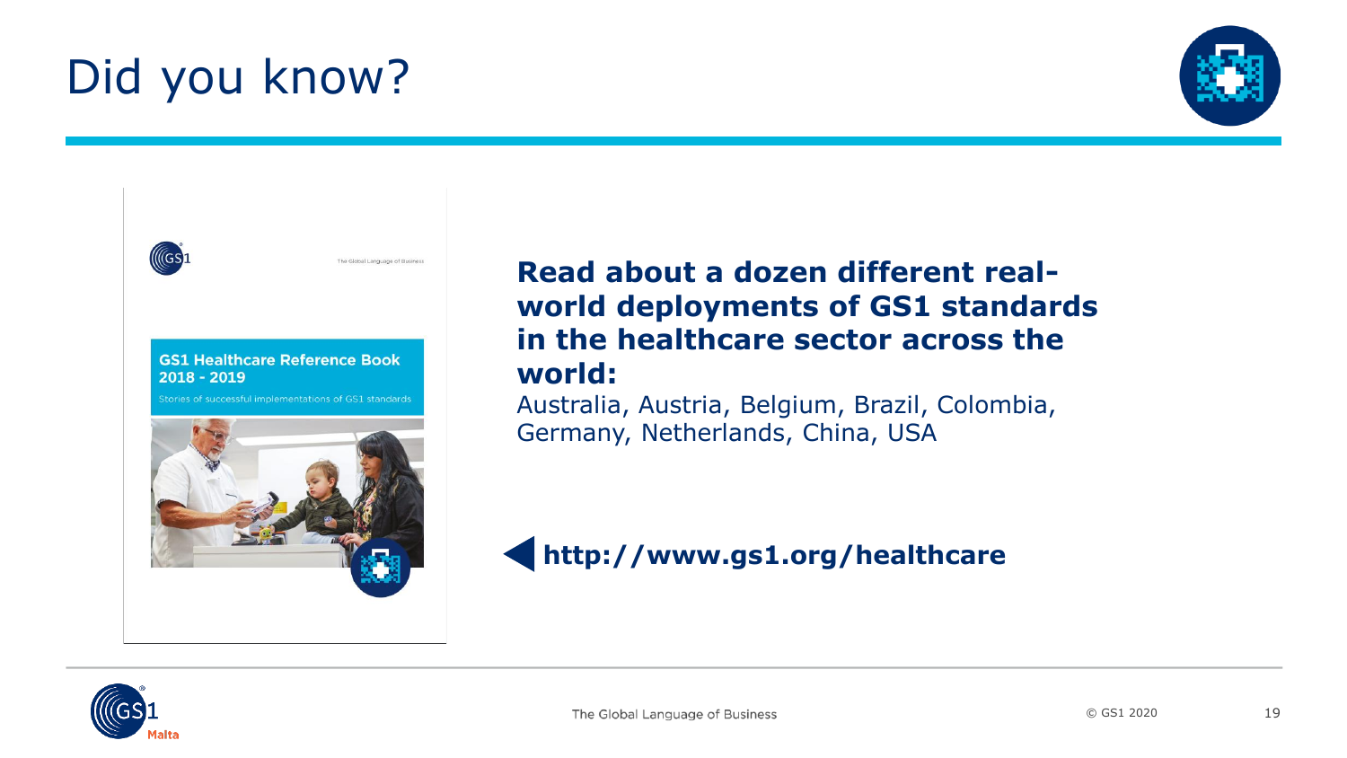# Did you know?

GS1 Healthcare Reference Book 2018 - 2019

Stories of successful implementations of GS1 standards

**Read about a dozen different real-world deployments of GS1 standards in the healthcare sector across the world:**

Australia, Austria, Belgium, Brazil, Colombia, Germany, Netherlands, China, USA

**http://www.gs1.org/healthcare**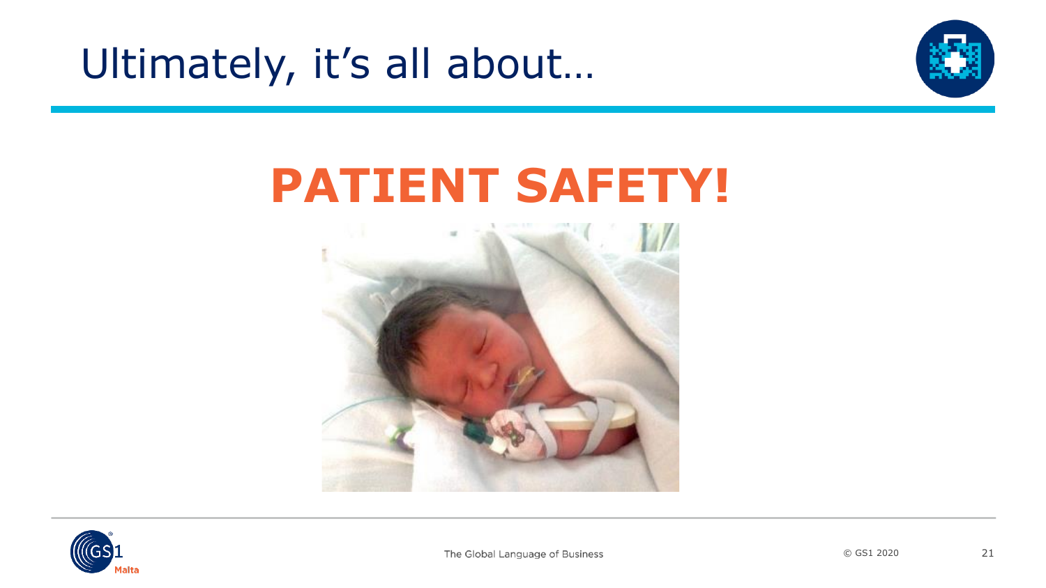# Ultimately, it's all about…

## PATIENT SAFETY!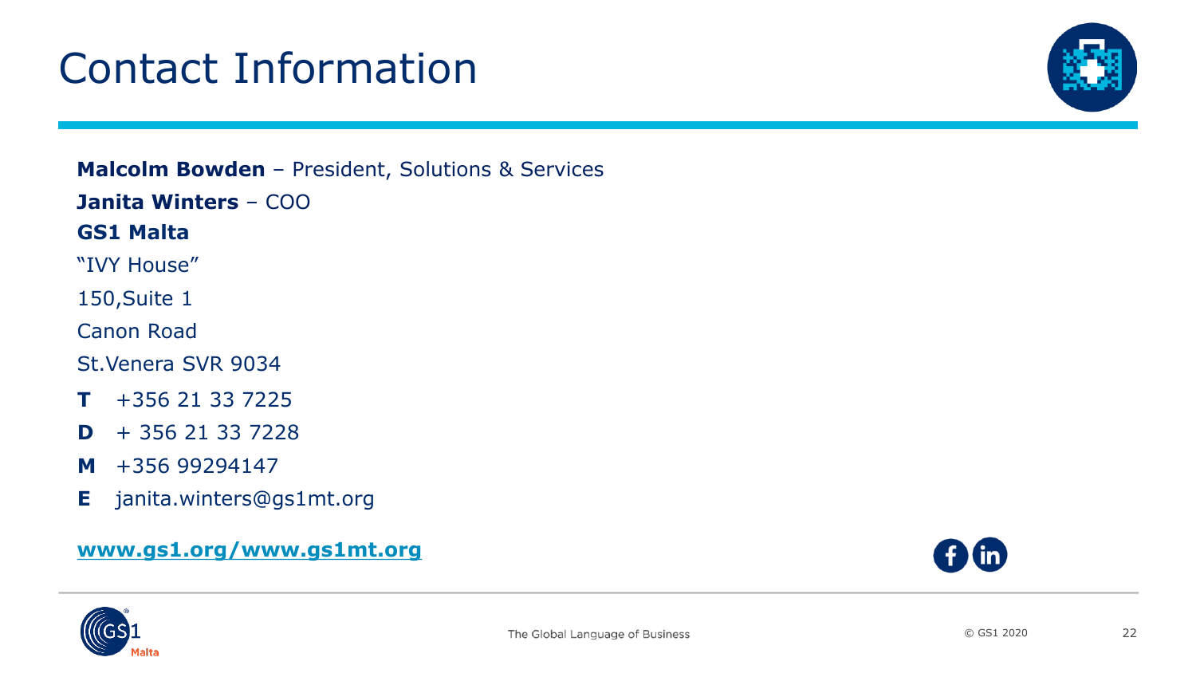# Contact Information

**Malcolm Bowden** – President, Solutions & Services

**Janita Winters** – COO

**GS1 Malta**

"IVY House"

150,Suite 1

Canon Road

St.Venera SVR 9034

**T** +356 21 33 7225

**D** + 356 21 33 7228

**M** +356 99294147

**E** janita.winters@gs1mt.org

**www.gs1.org/www.gs1mt.org**

The Global Language of Business

© GS1 2020